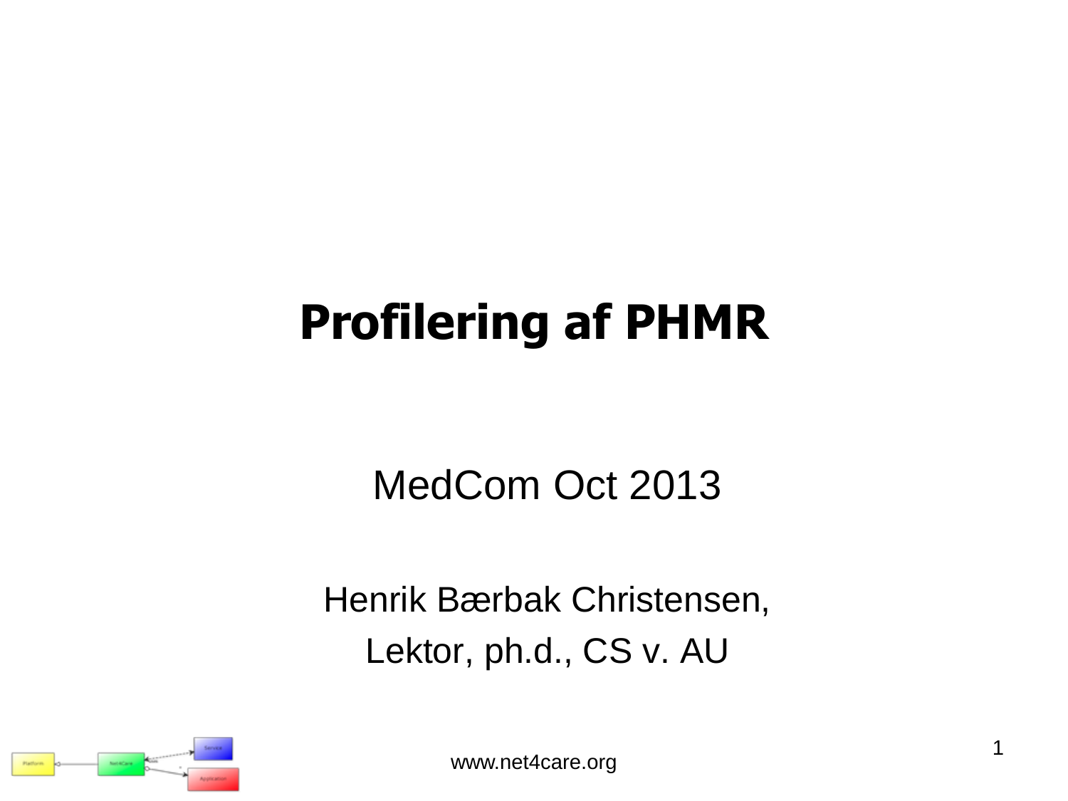# Profilering af PHMR

MedCom Oct 2013

Henrik Bærbak Christensen,
Lektor, ph.d., CS v. AU

www.net4care.org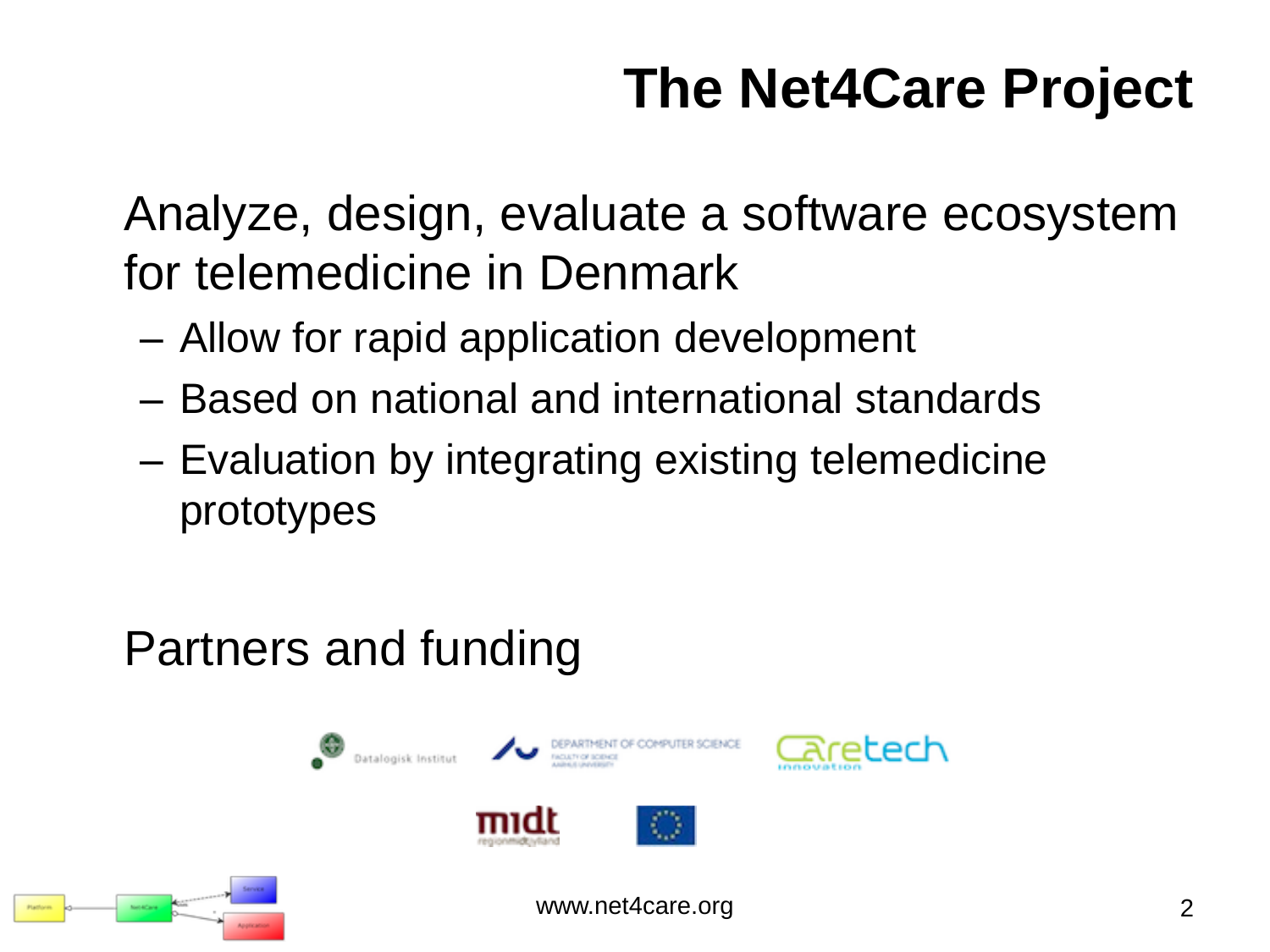# The Net4Care Project

Analyze, design, evaluate a software ecosystem for telemedicine in Denmark

- Allow for rapid application development
- Based on national and international standards
- Evaluation by integrating existing telemedicine prototypes

Partners and funding

www.net4care.org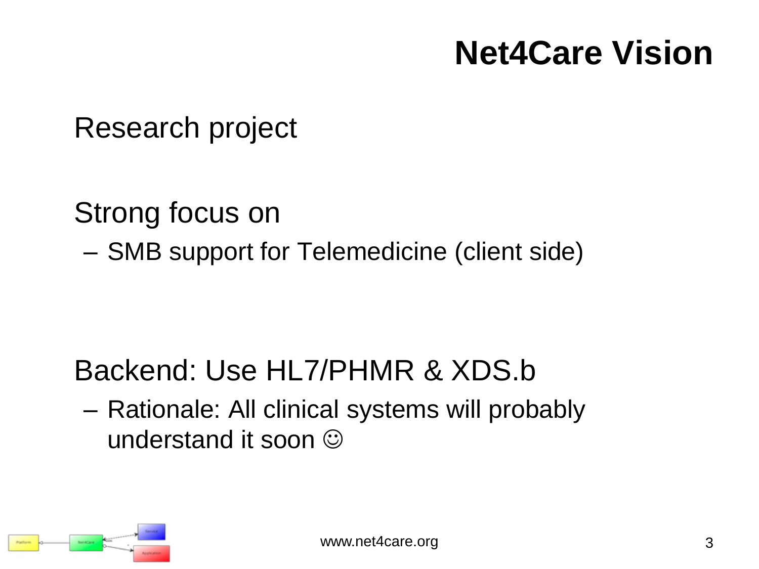# Net4Care Vision

Research project

Strong focus on

- SMB support for Telemedicine (client side)

Backend: Use HL7/PHMR & XDS.b

- Rationale: All clinical systems will probably understand it soon ☺

www.net4care.org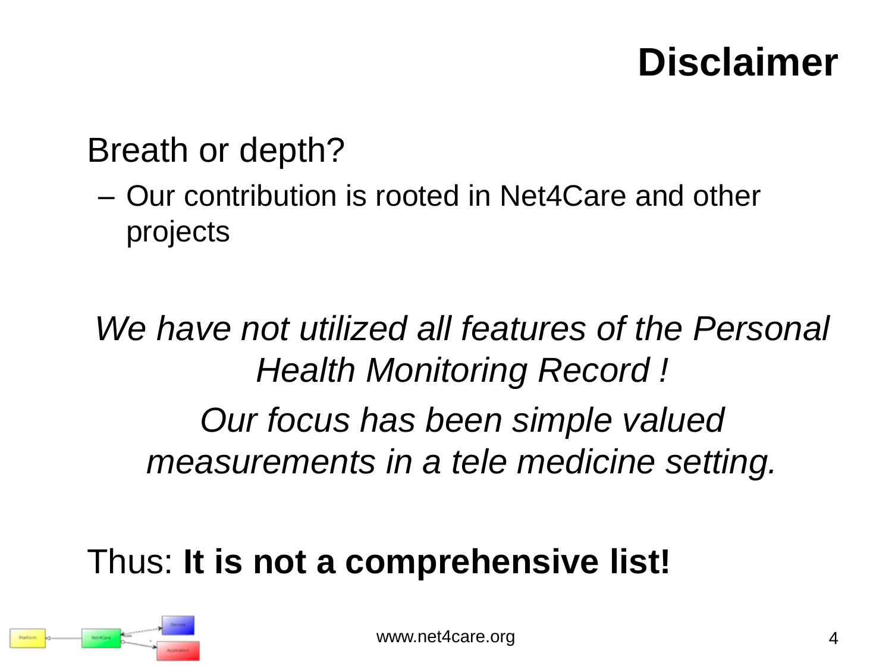# Disclaimer

Breath or depth?

- Our contribution is rooted in Net4Care and other projects

*We have not utilized all features of the Personal Health Monitoring Record !*

*Our focus has been simple valued measurements in a tele medicine setting.*

Thus: **It is not a comprehensive list!**

www.net4care.org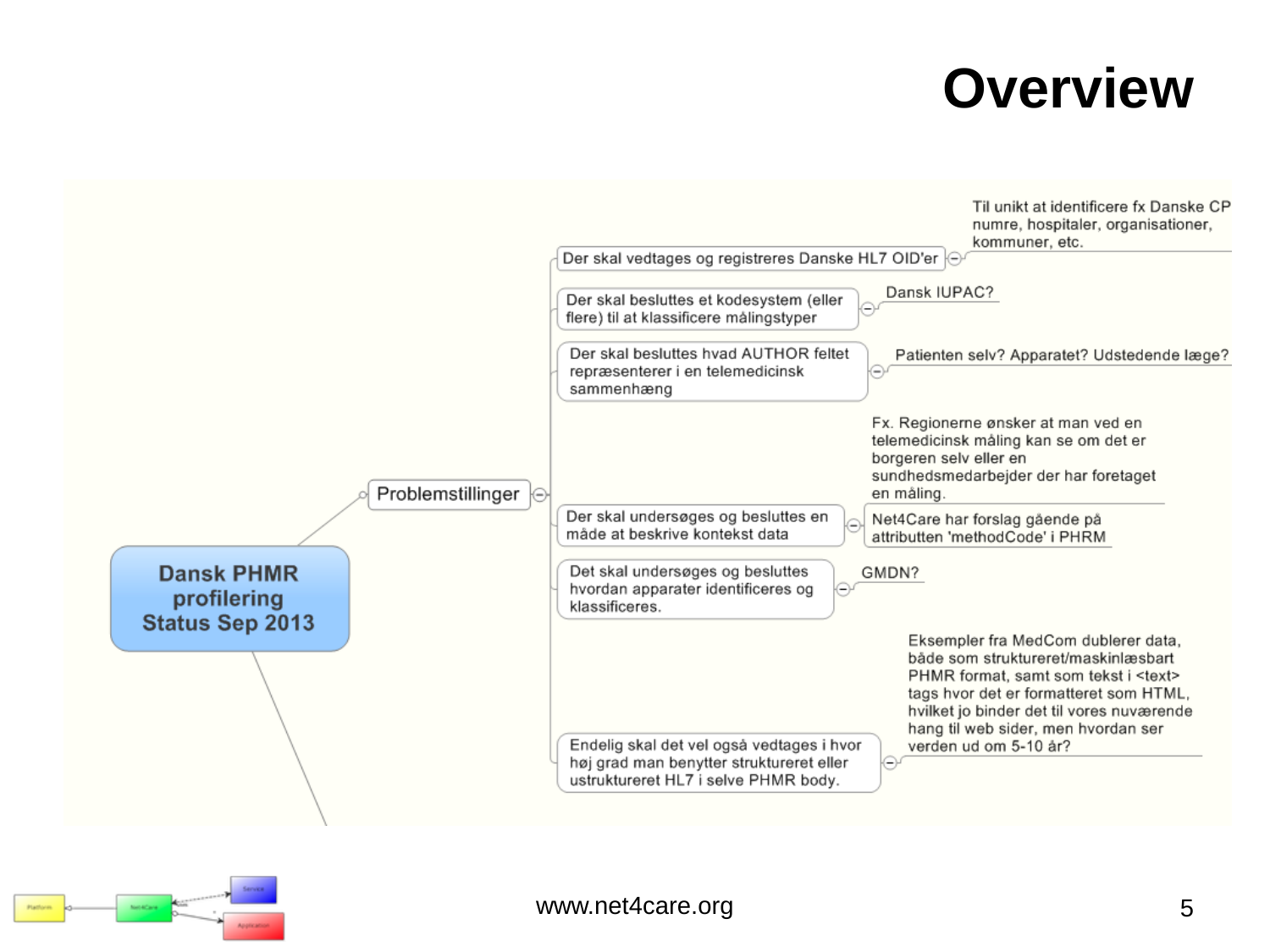# Overview

- **Dansk PHMR profilering Status Sep 2013**
  - Problemstillinger
    - Der skal vedtages og registreres Danske HL7 OID'er
      - Til unikt at identificere fx Danske CPR numre, hospitaler, organisationer, kommuner, etc.
    - Der skal besluttes et kodesystem (eller flere) til at klassificere målingstyper
      - Dansk IUPAC?
    - Der skal besluttes hvad AUTHOR feltet repræsenterer i en telemedicinsk sammenhæng
      - Patienten selv? Apparatet? Udstedende læge?
    - Der skal undersøges og besluttes en måde at beskrive kontekst data
      - Fx. Regionerne ønsker at man ved en telemedicinsk måling kan se om det er borgeren selv eller en sundhedsmedarbejder der har foretaget en måling.
      - Net4Care har forslag gående på attributten 'methodCode' i PHRM
    - Det skal undersøges og besluttes hvordan apparater identificeres og klassificeres.
      - GMDN?
    - Endelig skal det vel også vedtages i hvor høj grad man benytter struktureret eller ustruktureret HL7 i selve PHMR body.
      - Eksempler fra MedCom dublerer data, både som struktureret/maskinlæsbart PHMR format, samt som tekst i <text> tags hvor det er formatteret som HTML, hvilket jo binder det til vores nuværende hang til web sider, men hvordan ser verden ud om 5-10 år?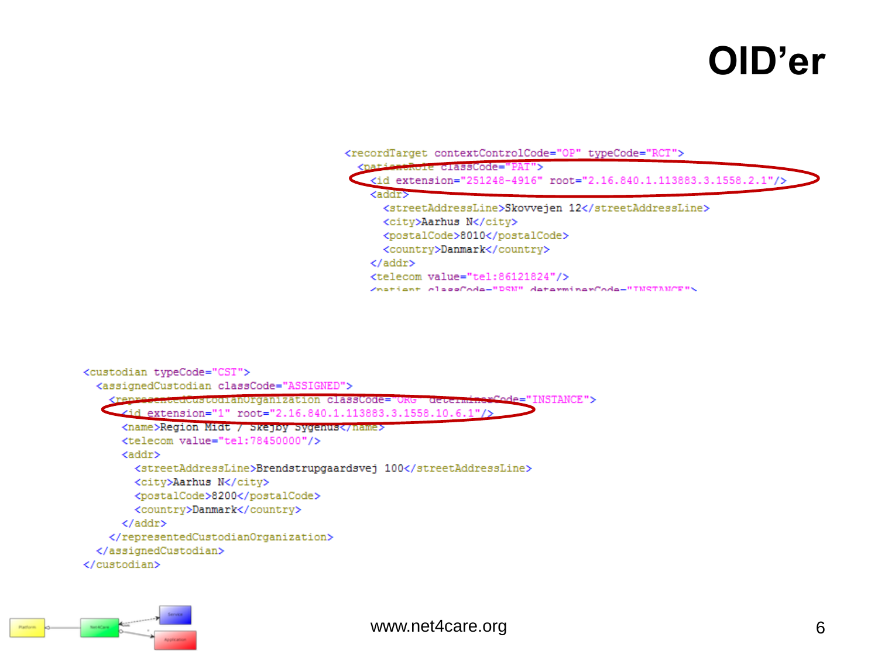# OID'er

```xml
<recordTarget contextControlCode="OP" typeCode="RCT">
  <patientRole classCode="PAT">
    <id extension="251248-4916" root="2.16.840.1.113883.3.1558.2.1"/>
    <addr>
      <streetAddressLine>Skovvejen 12</streetAddressLine>
      <city>Aarhus N</city>
      <postalCode>8010</postalCode>
      <country>Danmark</country>
    </addr>
    <telecom value="tel:86121824"/>
    <patient classCode="PSN" determinerCode="INSTANCE">
```

```xml
<custodian typeCode="CST">
  <assignedCustodian classCode="ASSIGNED">
    <representedCustodianOrganization classCode="ORG" determinerCode="INSTANCE">
      <id extension="1" root="2.16.840.1.113883.3.1558.10.6.1"/>
      <name>Region Midt / Skejby Sygehus</name>
      <telecom value="tel:78450000"/>
      <addr>
        <streetAddressLine>Brendstrupgaardsvej 100</streetAddressLine>
        <city>Aarhus N</city>
        <postalCode>8200</postalCode>
        <country>Danmark</country>
      </addr>
    </representedCustodianOrganization>
  </assignedCustodian>
</custodian>
```

www.net4care.org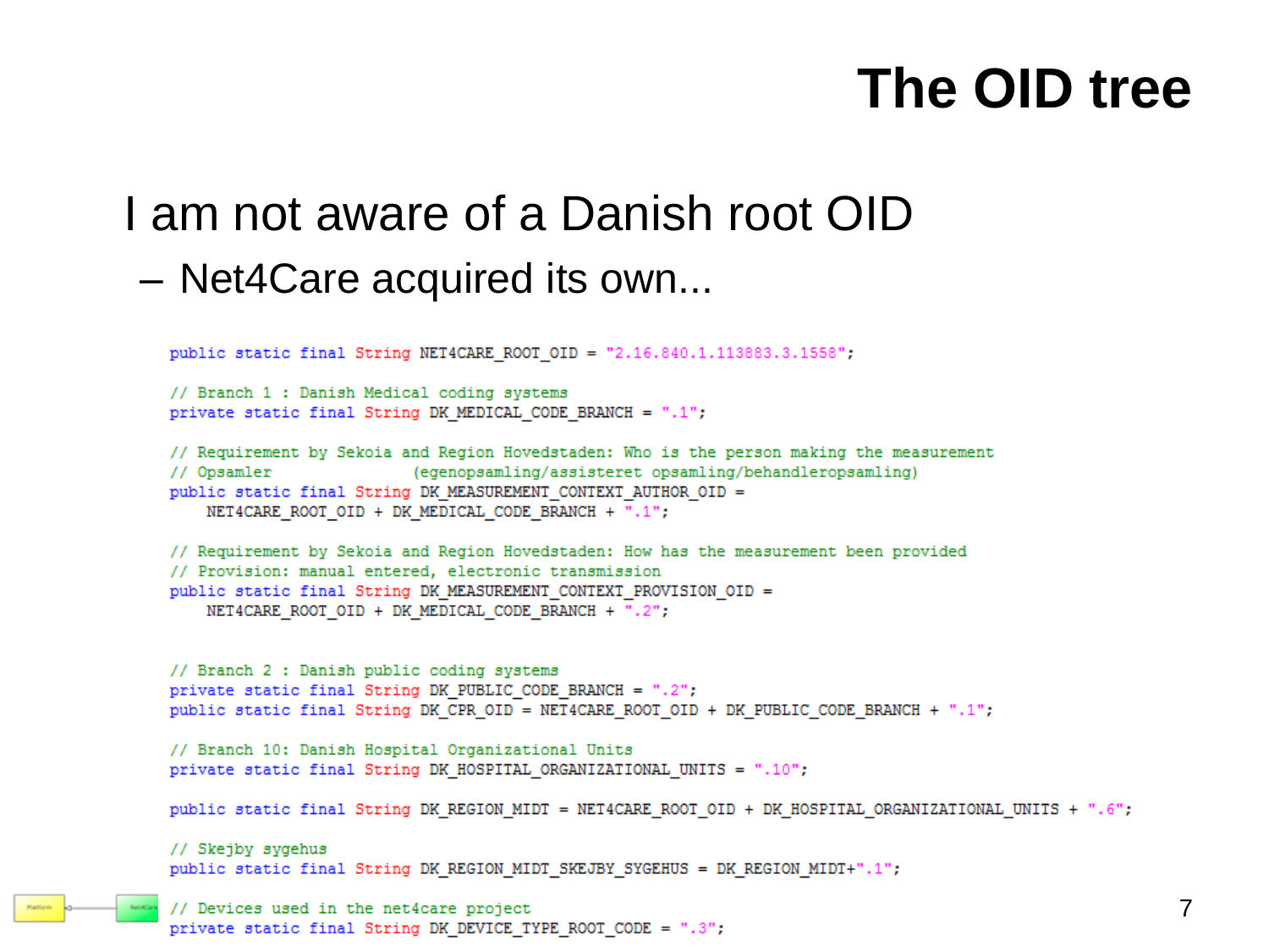# The OID tree

I am not aware of a Danish root OID

– Net4Care acquired its own...

```java
public static final String NET4CARE_ROOT_OID = "2.16.840.1.113883.3.1558";

// Branch 1 : Danish Medical coding systems
private static final String DK_MEDICAL_CODE_BRANCH = ".1";

// Requirement by Sekoia and Region Hovedstaden: Who is the person making the measurement
// Opsamler              (egenopsamling/assisteret opsamling/behandleropsamling)
public static final String DK_MEASUREMENT_CONTEXT_AUTHOR_OID =
    NET4CARE_ROOT_OID + DK_MEDICAL_CODE_BRANCH + ".1";

// Requirement by Sekoia and Region Hovedstaden: How has the measurement been provided
// Provision: manual entered, electronic transmission
public static final String DK_MEASUREMENT_CONTEXT_PROVISION_OID =
    NET4CARE_ROOT_OID + DK_MEDICAL_CODE_BRANCH + ".2";


// Branch 2 : Danish public coding systems
private static final String DK_PUBLIC_CODE_BRANCH = ".2";
public static final String DK_CPR_OID = NET4CARE_ROOT_OID + DK_PUBLIC_CODE_BRANCH + ".1";

// Branch 10: Danish Hospital Organizational Units
private static final String DK_HOSPITAL_ORGANIZATIONAL_UNITS = ".10";

public static final String DK_REGION_MIDT = NET4CARE_ROOT_OID + DK_HOSPITAL_ORGANIZATIONAL_UNITS + ".6";

// Skejby sygehus
public static final String DK_REGION_MIDT_SKEJBY_SYGEHUS = DK_REGION_MIDT+".1";

// Devices used in the net4care project
private static final String DK_DEVICE_TYPE_ROOT_CODE = ".3";
```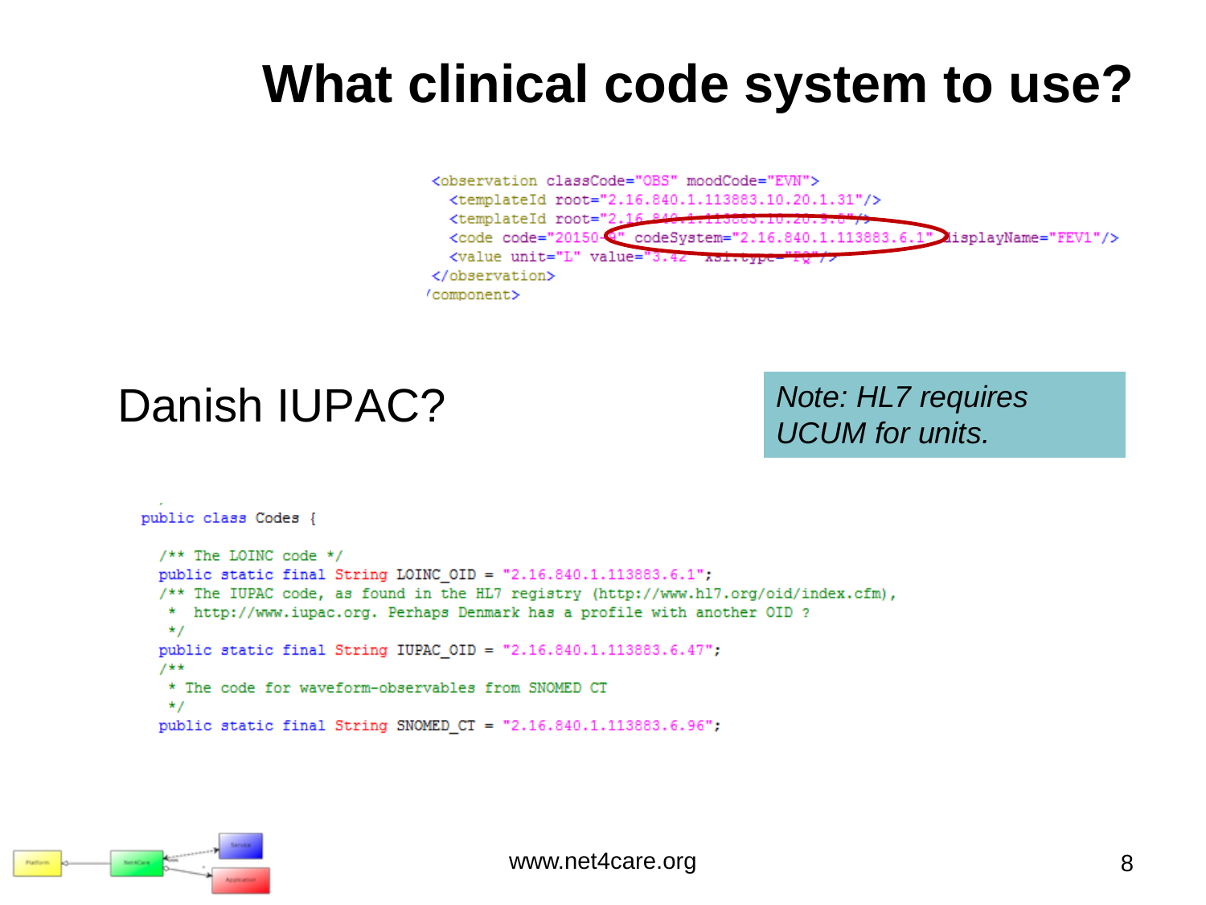# What clinical code system to use?

```
<observation classCode="OBS" moodCode="EVN">
  <templateId root="2.16.840.1.113883.10.20.1.31"/>
  <templateId root="2.16.840.1.113883.10.20.9.8"/>
  <code code="20150-9" codeSystem="2.16.840.1.113883.6.1" displayName="FEV1"/>
  <value unit="L" value="3.42" xsi:type="PQ"/>
</observation>
</component>
```

Danish IUPAC?

*Note: HL7 requires UCUM for units.*

```
public class Codes {

  /** The LOINC code */
  public static final String LOINC_OID = "2.16.840.1.113883.6.1";
  /** The IUPAC code, as found in the HL7 registry (http://www.hl7.org/oid/index.cfm),
   *  http://www.iupac.org. Perhaps Denmark has a profile with another OID ?
   */
  public static final String IUPAC_OID = "2.16.840.1.113883.6.47";
  /**
   * The code for waveform-observables from SNOMED CT
   */
  public static final String SNOMED_CT = "2.16.840.1.113883.6.96";
```

www.net4care.org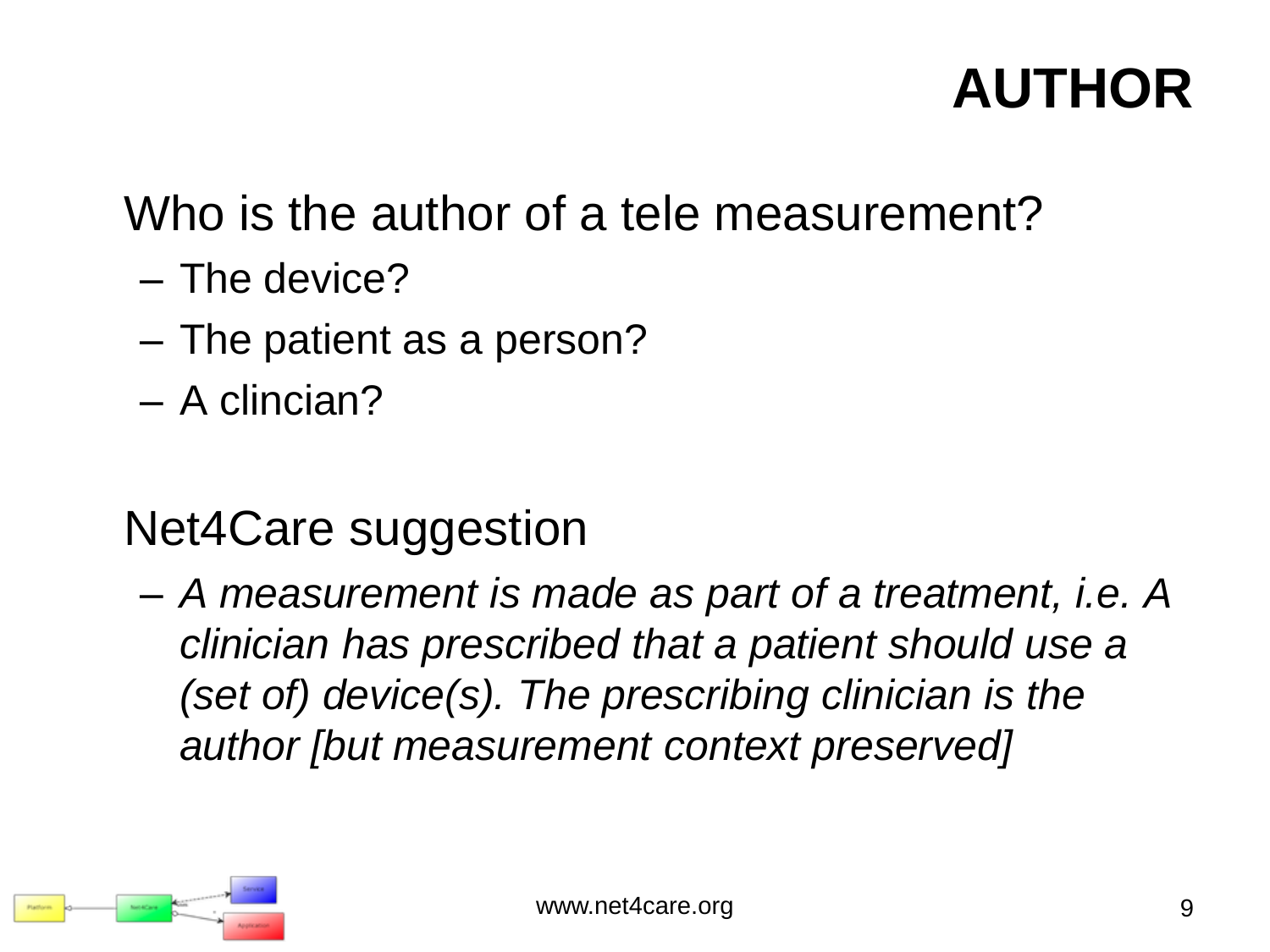# AUTHOR

Who is the author of a tele measurement?

- The device?
- The patient as a person?
- A clincian?

Net4Care suggestion

- *A measurement is made as part of a treatment, i.e. A clinician has prescribed that a patient should use a (set of) device(s). The prescribing clinician is the author [but measurement context preserved]*

www.net4care.org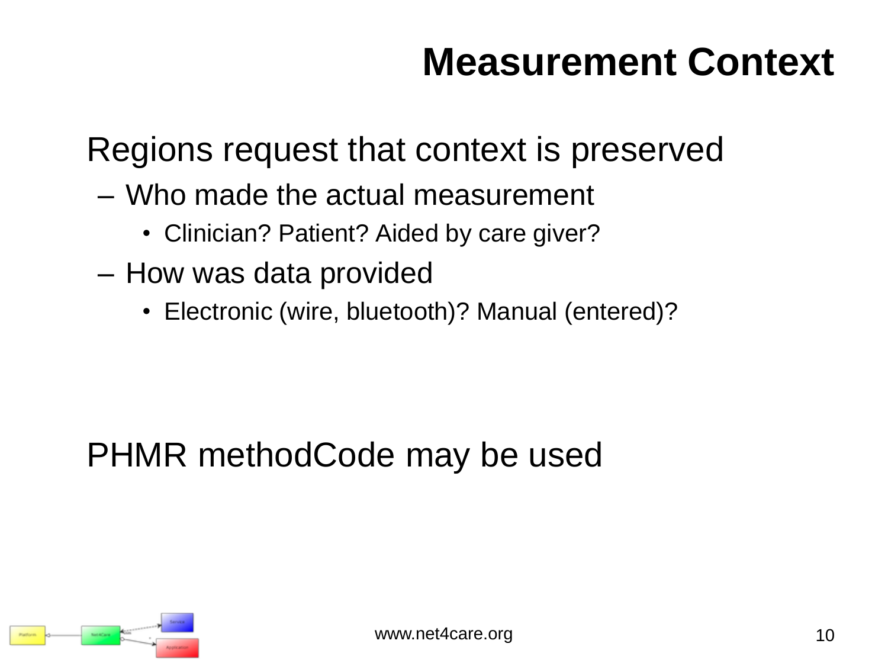# Measurement Context

Regions request that context is preserved

- Who made the actual measurement
  - Clinician? Patient? Aided by care giver?
- How was data provided
  - Electronic (wire, bluetooth)? Manual (entered)?

PHMR methodCode may be used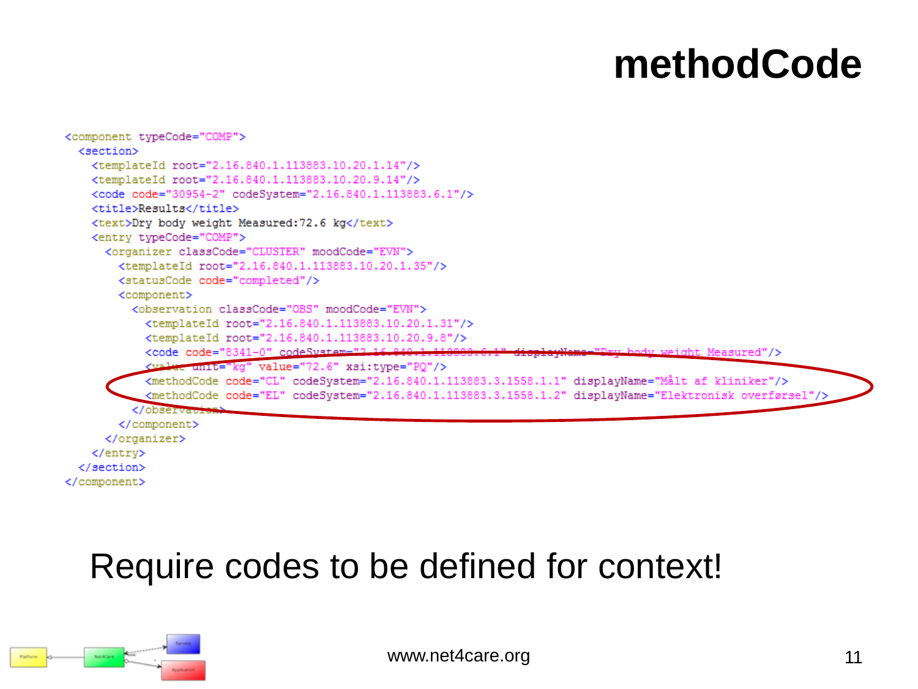# methodCode

```xml
<component typeCode="COMP">
  <section>
    <templateId root="2.16.840.1.113883.10.20.1.14"/>
    <templateId root="2.16.840.1.113883.10.20.9.14"/>
    <code code="30954-2" codeSystem="2.16.840.1.113883.6.1"/>
    <title>Results</title>
    <text>Dry body weight Measured:72.6 kg</text>
    <entry typeCode="COMP">
      <organizer classCode="CLUSTER" moodCode="EVN">
        <templateId root="2.16.840.1.113883.10.20.1.35"/>
        <statusCode code="completed"/>
        <component>
          <observation classCode="OBS" moodCode="EVN">
            <templateId root="2.16.840.1.113883.10.20.1.31"/>
            <templateId root="2.16.840.1.113883.10.20.9.8"/>
            <code code="8341-0" codeSystem="2.16.840.1.113883.6.1" displayName="Dry body weight Measured"/>
            <value unit="kg" value="72.6" xsi:type="PQ"/>
            <methodCode code="CL" codeSystem="2.16.840.1.113883.3.1558.1.1" displayName="Målt af kliniker"/>
            <methodCode code="EL" codeSystem="2.16.840.1.113883.3.1558.1.2" displayName="Elektronisk overførsel"/>
          </observation>
        </component>
      </organizer>
    </entry>
  </section>
</component>
```

Require codes to be defined for context!

www.net4care.org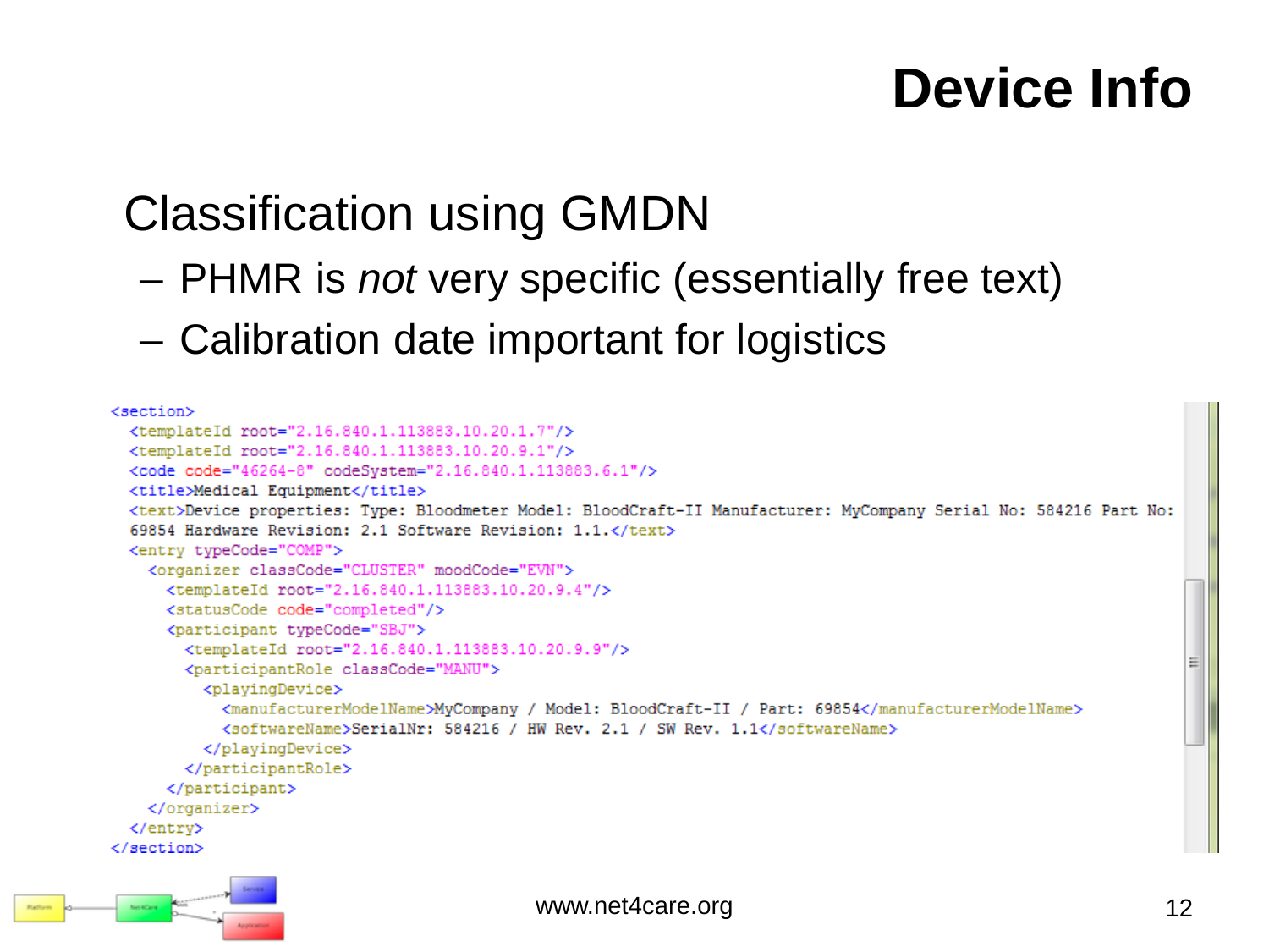# Device Info

## Classification using GMDN

- PHMR is *not* very specific (essentially free text)
- Calibration date important for logistics

```
<section>
  <templateId root="2.16.840.1.113883.10.20.1.7"/>
  <templateId root="2.16.840.1.113883.10.20.9.1"/>
  <code code="46264-8" codeSystem="2.16.840.1.113883.6.1"/>
  <title>Medical Equipment</title>
  <text>Device properties: Type: Bloodmeter Model: BloodCraft-II Manufacturer: MyCompany Serial No: 584216 Part No:
  69854 Hardware Revision: 2.1 Software Revision: 1.1.</text>
  <entry typeCode="COMP">
    <organizer classCode="CLUSTER" moodCode="EVN">
      <templateId root="2.16.840.1.113883.10.20.9.4"/>
      <statusCode code="completed"/>
      <participant typeCode="SBJ">
        <templateId root="2.16.840.1.113883.10.20.9.9"/>
        <participantRole classCode="MANU">
          <playingDevice>
            <manufacturerModelName>MyCompany / Model: BloodCraft-II / Part: 69854</manufacturerModelName>
            <softwareName>SerialNr: 584216 / HW Rev. 2.1 / SW Rev. 1.1</softwareName>
          </playingDevice>
        </participantRole>
      </participant>
    </organizer>
  </entry>
</section>
```

www.net4care.org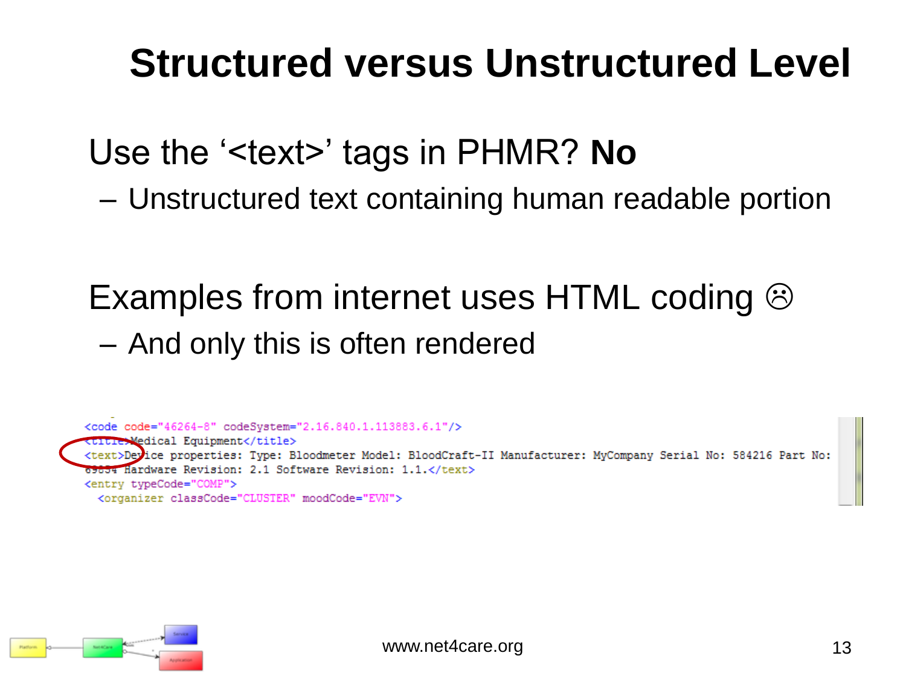# Structured versus Unstructured Level

Use the '<text>' tags in PHMR? **No**

- Unstructured text containing human readable portion

Examples from internet uses HTML coding ☹

- And only this is often rendered

```
<code code="46264-8" codeSystem="2.16.840.1.113883.6.1"/>
<title>Medical Equipment</title>
<text>Device properties: Type: Bloodmeter Model: BloodCraft-II Manufacturer: MyCompany Serial No: 584216 Part No:
69834 Hardware Revision: 2.1 Software Revision: 1.1.</text>
<entry typeCode="COMP">
  <organizer classCode="CLUSTER" moodCode="EVN">
```

www.net4care.org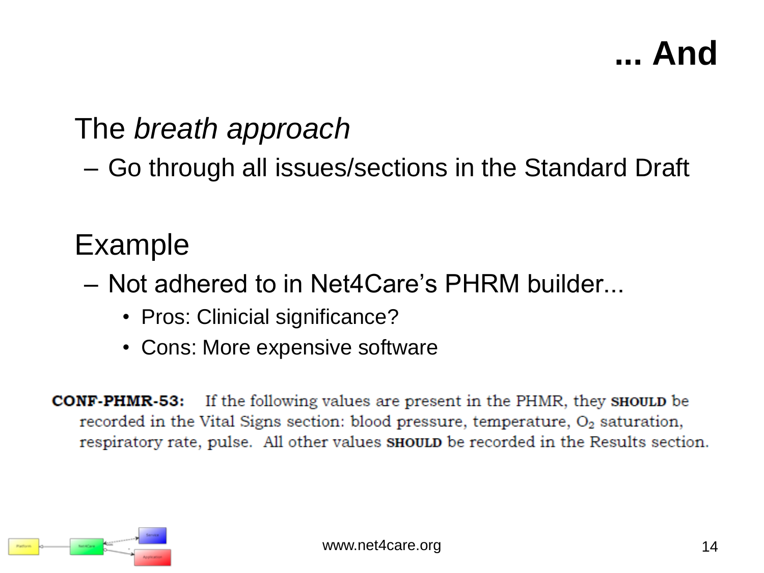# ... And

The *breath approach*

- Go through all issues/sections in the Standard Draft

Example

- Not adhered to in Net4Care's PHRM builder...
  - Pros: Clinicial significance?
  - Cons: More expensive software

**CONF-PHMR-53:** If the following values are present in the PHMR, they SHOULD be recorded in the Vital Signs section: blood pressure, temperature, $O_2$ saturation, respiratory rate, pulse. All other values SHOULD be recorded in the Results section.

www.net4care.org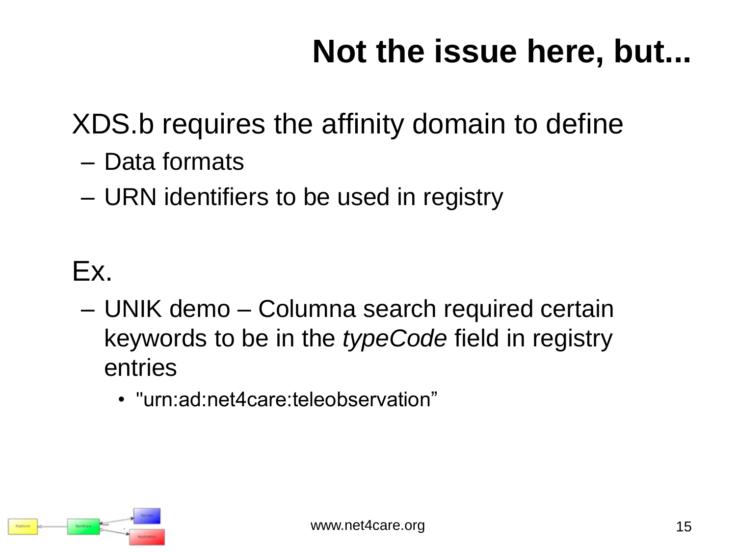# Not the issue here, but...

XDS.b requires the affinity domain to define

- Data formats
- URN identifiers to be used in registry

Ex.

- UNIK demo – Columna search required certain keywords to be in the *typeCode* field in registry entries
  - "urn:ad:net4care:teleobservation"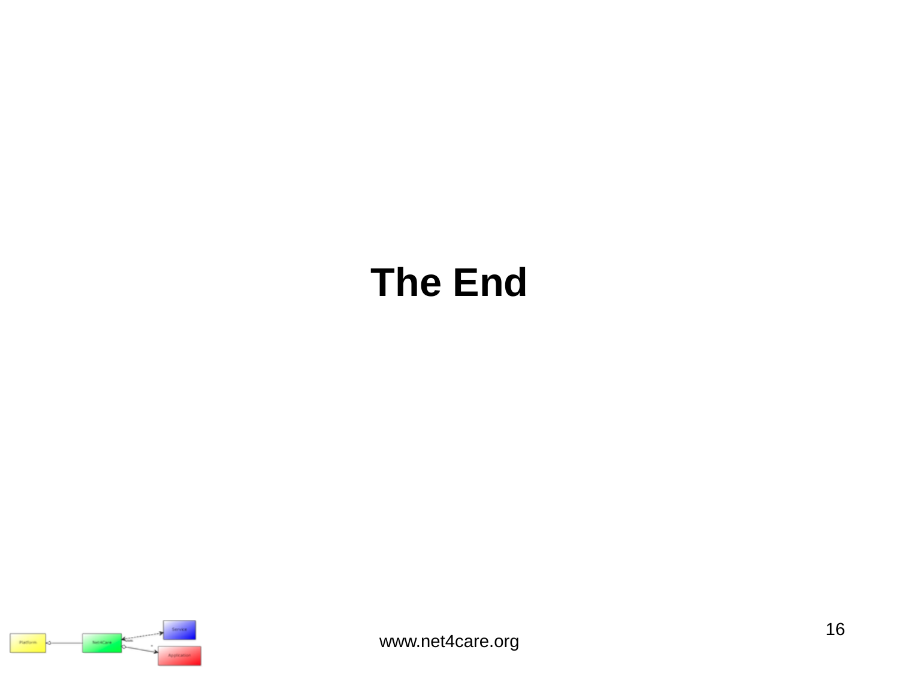# The End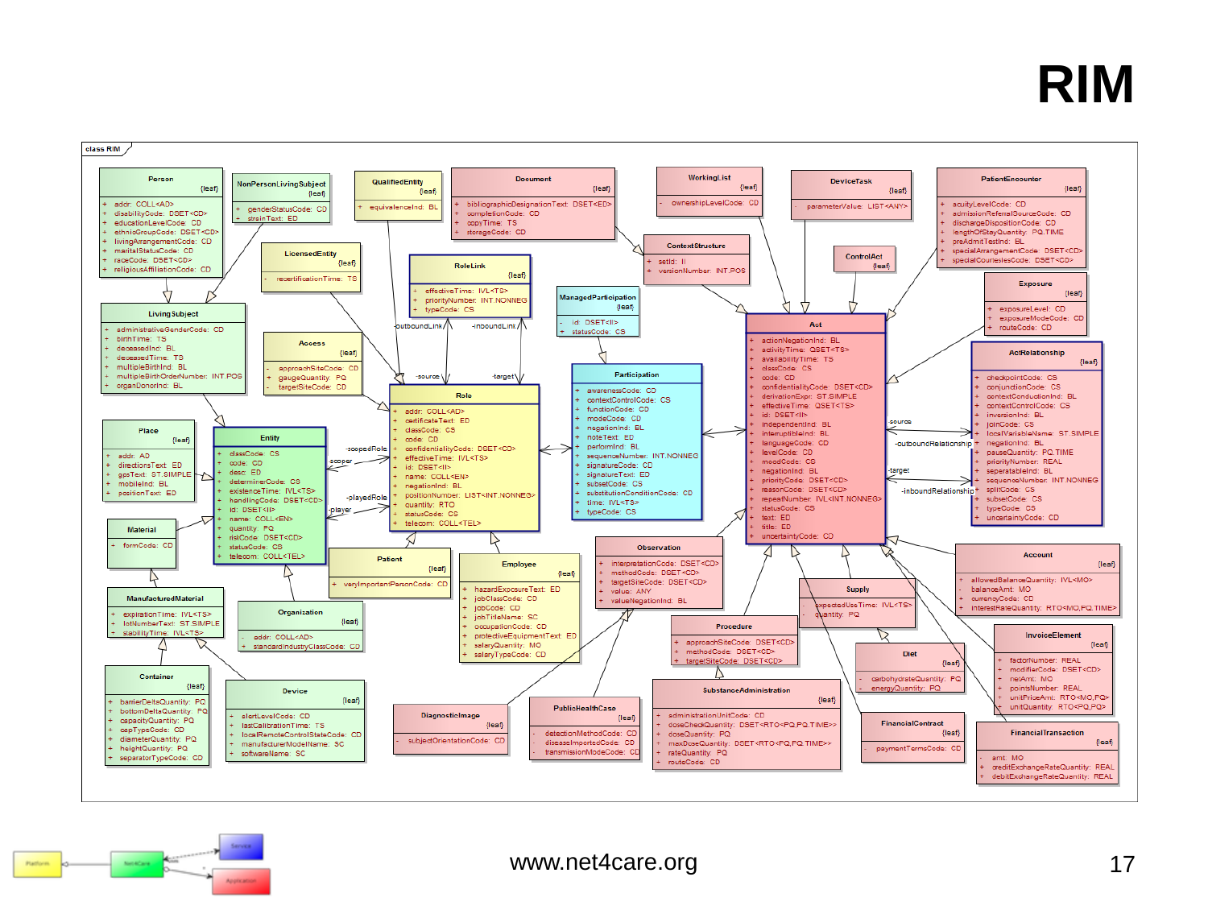# RIM

class RIM

**Person** {leaf}
+ addr: COLL<AD>
+ disabilityCode: DSET<CD>
+ educationLevelCode: CD
+ ethnicGroupCode: DSET<CD>
+ livingArrangementCode: CD
+ maritalStatusCode: CD
+ raceCode: DSET<CD>
+ religiousAffiliationCode: CD

**NonPersonLivingSubject** {leaf}
+ genderStatusCode: CD
+ strainText: ED

**QualifiedEntity** {leaf}
+ equivalenceInd: BL

**Document** {leaf}
+ bibliographicDesignationText: DSET<ED>
+ completionCode: CD
+ copyTime: TS
+ storageCode: CD

**WorkingList** {leaf}
- ownershipLevelCode: CD

**DeviceTask** {leaf}
- parameterValue: LIST<ANY>

**PatientEncounter** {leaf}
+ acuityLevelCode: CD
+ admissionReferralSourceCode: CD
+ dischargeDispositionCode: CD
+ lengthOfStayQuantity: PQ.TIME
+ preAdmitTestInd: BL
+ specialArrangementCode: DSET<CD>
+ specialCourtesiesCode: DSET<CD>

**LicensedEntity** {leaf}
- recertificationTime: TS

**RoleLink** {leaf}
+ effectiveTime: IVL<TS>
+ priorityNumber: INT.NONNEG
+ typeCode: CS

**ContextStructure**
+ setId: II
+ versionNumber: INT.POS

**ControlAct** {leaf}

**Exposure** {leaf}
+ exposureLevel: CD
+ exposureModeCode: CD
+ routeCode: CD

**LivingSubject**
+ administrativeGenderCode: CD
+ birthTime: TS
+ deceasedInd: BL
+ deceasedTime: TS
+ multipleBirthInd: BL
+ multipleBirthOrderNumber: INT.POS
+ organDonorInd: BL

**Access** {leaf}
- approachSiteCode: CD
+ gaugeQuantity: PQ
- targetSiteCode: CD

**ManagedParticipation** {leaf}
- id: DSET<II>
+ statusCode: CS

**Act**
+ actionNegationInd: BL
+ activityTime: QSET<TS>
+ availabilityTime: TS
+ classCode: CS
+ code: CD
+ confidentialityCode: DSET<CD>
+ derivationExpr: ST.SIMPLE
+ effectiveTime: QSET<TS>
+ id: DSET<II>
+ independentInd: BL
+ interruptibleInd: BL
+ languageCode: CD
+ levelCode: CD
+ moodCode: CS
+ negationInd: BL
+ priorityCode: DSET<CD>
+ reasonCode: DSET<CD>
+ repeatNumber: IVL<INT.NONNEG>
+ statusCode: CS
+ text: ED
+ title: ED
+ uncertaintyCode: CD

**ActRelationship** {leaf}
+ checkpointCode: CS
+ conjunctionCode: CS
+ contextConductionInd: BL
+ contextControlCode: CS
+ inversionInd: BL
+ joinCode: CS
+ localVariableName: ST.SIMPLE
+ negationInd: BL
+ pauseQuantity: PQ.TIME
+ priorityNumber: REAL
+ seperatableInd: BL
+ sequenceNumber: INT.NONNEG
+ splitCode: CS
+ subsetCode: CS
+ typeCode: CS
+ uncertaintyCode: CD

**Participation**
+ awarenessCode: CD
+ contextControlCode: CS
+ functionCode: CD
+ modeCode: CD
+ negationInd: BL
+ noteText: ED
+ performInd: BL
+ sequenceNumber: INT.NONNEG
+ signatureCode: CD
+ signatureText: ED
+ subsetCode: CS
+ substitutionConditionCode: CD
+ time: IVL<TS>
+ typeCode: CS

**Role**
+ addr: COLL<AD>
+ certificateText: ED
+ classCode: CS
+ code: CD
+ confidentialityCode: DSET<CD>
+ effectiveTime: IVL<TS>
+ id: DSET<II>
+ name: COLL<EN>
+ negationInd: BL
+ positionNumber: LIST<INT.NONNEG>
+ quantity: RTO
+ statusCode: CS
+ telecom: COLL<TEL>

**Place** {leaf}
+ addr: AD
+ directionsText: ED
+ gpsText: ST.SIMPLE
+ mobileInd: BL
+ positionText: ED

**Entity**
+ classCode: CS
+ code: CD
+ desc: ED
+ determinerCode: CS
+ existenceTime: IVL<TS>
+ handlingCode: DSET<CD>
+ id: DSET<II>
+ name: COLL<EN>
+ quantity: PQ
+ riskCode: DSET<CD>
+ statusCode: CS
+ telecom: COLL<TEL>

**Material**
+ formCode: CD

**Patient** {leaf}
+ veryImportantPersonCode: CD

**Employee** {leaf}
+ hazardExposureText: ED
+ jobClassCode: CD
+ jobCode: CD
+ jobTitleName: SC
+ occupationCode: CD
+ protectiveEquipmentText: ED
+ salaryQuantity: MO
+ salaryTypeCode: CD

**Observation**
+ interpretationCode: DSET<CD>
+ methodCode: DSET<CD>
+ targetSiteCode: DSET<CD>
+ value: ANY
+ valueNegationInd: BL

**Account** {leaf}
+ allowedBalanceQuantity: IVL<MO>
+ balanceAmt: MO
+ currencyCode: CD
+ interestRateQuantity: RTO<MO,PQ.TIME>

**Supply**
+ expectedUseTime: IVL<TS>
+ quantity: PQ

**ManufacturedMaterial**
+ expirationTime: IVL<TS>
+ lotNumberText: ST.SIMPLE
+ stabilityTime: IVL<TS>

**Organization** {leaf}
- addr: COLL<AD>
+ standardIndustryClassCode: CD

**Procedure**
+ approachSiteCode: DSET<CD>
+ methodCode: DSET<CD>
+ targetSiteCode: DSET<CD>

**Diet** {leaf}
- carbohydrateQuantity: PQ
+ energyQuantity: PQ

**InvoiceElement** {leaf}
+ factorNumber: REAL
+ modifierCode: DSET<CD>
+ netAmt: MO
+ pointsNumber: REAL
+ unitPriceAmt: RTO<MO,PQ>
+ unitQuantity: RTO<PQ,PQ>

**Container** {leaf}
+ barrierDeltaQuantity: PQ
+ bottomDeltaQuantity: PQ
+ capacityQuantity: PQ
+ capTypeCode: CD
+ diameterQuantity: PQ
+ heightQuantity: PQ
+ separatorTypeCode: CD

**Device** {leaf}
+ alertLevelCode: CD
+ lastCalibrationTime: TS
+ localRemoteControlStateCode: CD
+ manufacturerModelName: SC
+ softwareName: SC

**DiagnosticImage** {leaf}
- subjectOrientationCode: CD

**PublicHealthCase** {leaf}
- detectionMethodCode: CD
- diseaseImportedCode: CD
- transmissionModeCode: CD

**SubstanceAdministration** {leaf}
+ administrationUnitCode: CD
+ doseCheckQuantity: DSET<RTO<PQ,PQ.TIME>>
+ doseQuantity: PQ
+ maxDoseQuantity: DSET<RTO<PQ,PQ.TIME>>
+ rateQuantity: PQ
+ routeCode: CD

**FinancialContract** {leaf}
- paymentTermsCode: CD

**FinancialTransaction** {leaf}
- amt: MO
+ creditExchangeRateQuantity: REAL
+ debitExchangeRateQuantity: REAL

-outboundLink
-inboundLink
-source
-target
-scopedRole
-scoper
-playedRole
-player
-source
-outboundRelationship
-target
-inboundRelationship